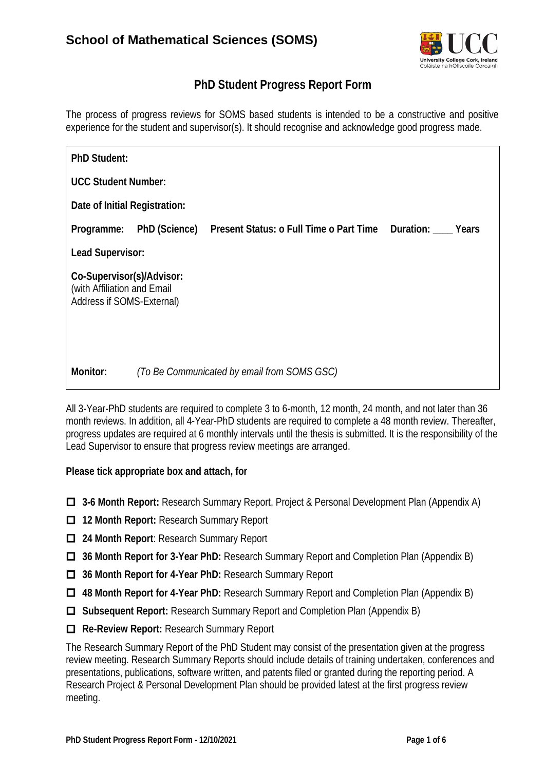# School of Mathematical Sciences (SOMS)

## PhD Student Progress Report Form

The process of progress reviews for SOMS based students is intended to be a constructive and positive experience for the student and supervisor(s). It should recognise and acknowledge good progress made.

**PhD Student:**

**UCC Student Number:**

**Date of Initial Registration:**

**Programme:** **PhD (Science)** **Present Status: o Full Time o Part Time** **Duration: ____ Years**

**Lead Supervisor:**

**Co-Supervisor(s)/Advisor:**
(with Affiliation and Email Address if SOMS-External)

**Monitor:** *(To Be Communicated by email from SOMS GSC)*

All 3-Year-PhD students are required to complete 3 to 6-month, 12 month, 24 month, and not later than 36 month reviews. In addition, all 4-Year-PhD students are required to complete a 48 month review. Thereafter, progress updates are required at 6 monthly intervals until the thesis is submitted. It is the responsibility of the Lead Supervisor to ensure that progress review meetings are arranged.

**Please tick appropriate box and attach, for**

- ☐ **3-6 Month Report:** Research Summary Report, Project & Personal Development Plan (Appendix A)
- ☐ **12 Month Report:** Research Summary Report
- ☐ **24 Month Report**: Research Summary Report
- ☐ **36 Month Report for 3-Year PhD:** Research Summary Report and Completion Plan (Appendix B)
- ☐ **36 Month Report for 4-Year PhD:** Research Summary Report
- ☐ **48 Month Report for 4-Year PhD:** Research Summary Report and Completion Plan (Appendix B)
- ☐ **Subsequent Report:** Research Summary Report and Completion Plan (Appendix B)
- ☐ **Re-Review Report:** Research Summary Report

The Research Summary Report of the PhD Student may consist of the presentation given at the progress review meeting. Research Summary Reports should include details of training undertaken, conferences and presentations, publications, software written, and patents filed or granted during the reporting period. A Research Project & Personal Development Plan should be provided latest at the first progress review meeting.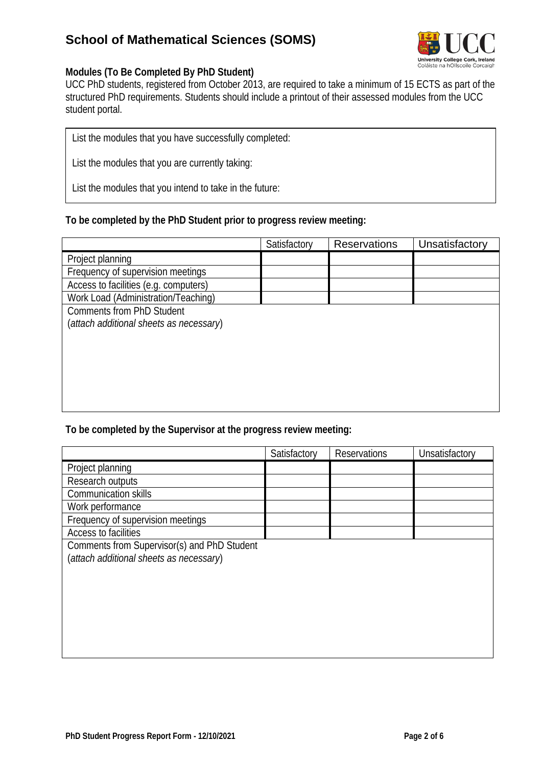## School of Mathematical Sciences (SOMS)

**Modules (To Be Completed By PhD Student)**

UCC PhD students, registered from October 2013, are required to take a minimum of 15 ECTS as part of the structured PhD requirements. Students should include a printout of their assessed modules from the UCC student portal.

List the modules that you have successfully completed:

List the modules that you are currently taking:

List the modules that you intend to take in the future:

**To be completed by the PhD Student prior to progress review meeting:**

| | Satisfactory | Reservations | Unsatisfactory |
|---|---|---|---|
| Project planning | | | |
| Frequency of supervision meetings | | | |
| Access to facilities (e.g. computers) | | | |
| Work Load (Administration/Teaching) | | | |
| Comments from PhD Student (*attach additional sheets as necessary*) | | | |

**To be completed by the Supervisor at the progress review meeting:**

| | Satisfactory | Reservations | Unsatisfactory |
|---|---|---|---|
| Project planning | | | |
| Research outputs | | | |
| Communication skills | | | |
| Work performance | | | |
| Frequency of supervision meetings | | | |
| Access to facilities | | | |
| Comments from Supervisor(s) and PhD Student (*attach additional sheets as necessary*) | | | |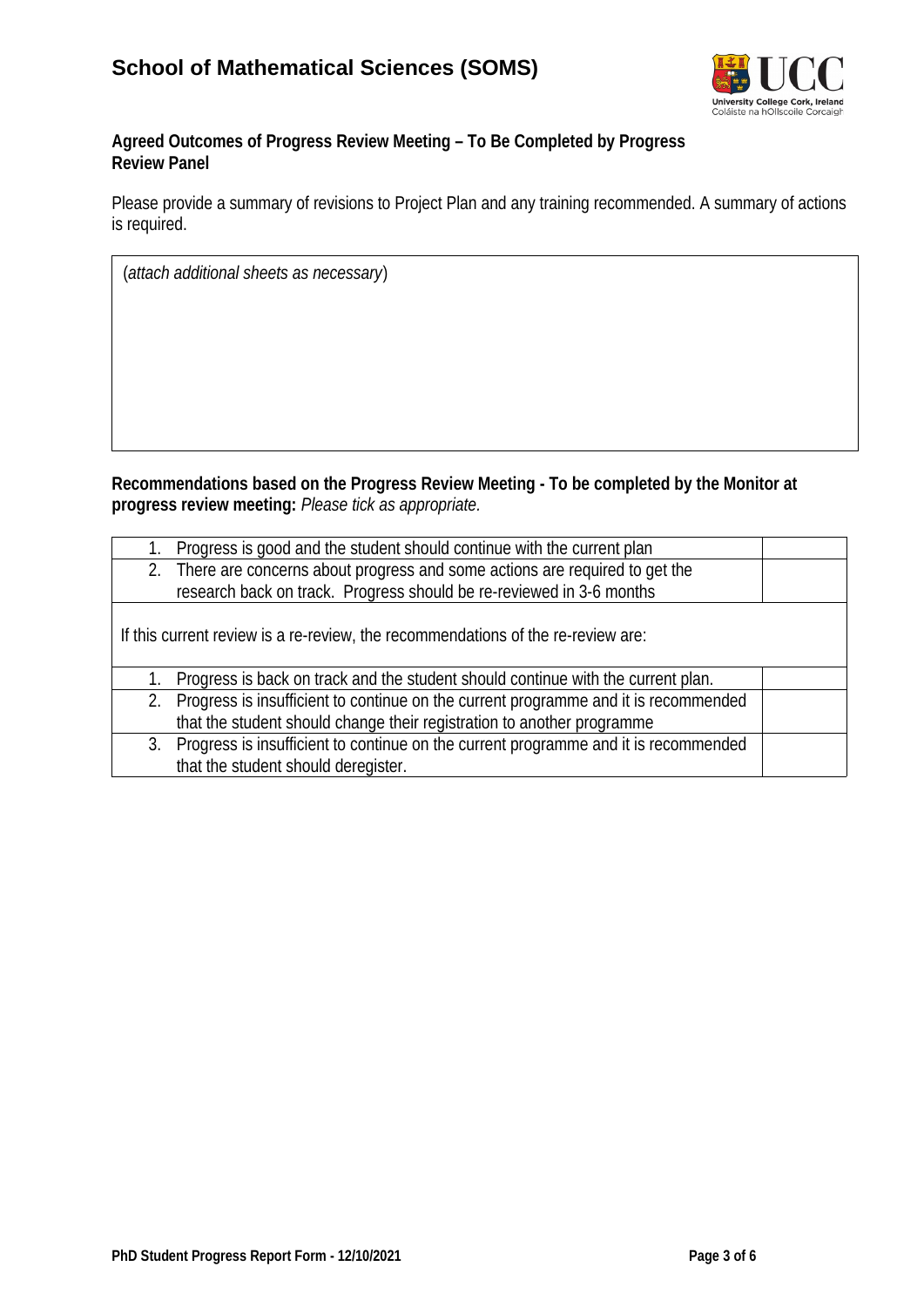**Agreed Outcomes of Progress Review Meeting – To Be Completed by Progress Review Panel**

Please provide a summary of revisions to Project Plan and any training recommended. A summary of actions is required.

| (*attach additional sheets as necessary*) |
|---|
| |

**Recommendations based on the Progress Review Meeting - To be completed by the Monitor at progress review meeting:** *Please tick as appropriate.*

| | |
|---|---|
| 1. Progress is good and the student should continue with the current plan | |
| 2. There are concerns about progress and some actions are required to get the research back on track. Progress should be re-reviewed in 3-6 months | |
| If this current review is a re-review, the recommendations of the re-review are: | |
| 1. Progress is back on track and the student should continue with the current plan. | |
| 2. Progress is insufficient to continue on the current programme and it is recommended that the student should change their registration to another programme | |
| 3. Progress is insufficient to continue on the current programme and it is recommended that the student should deregister. | |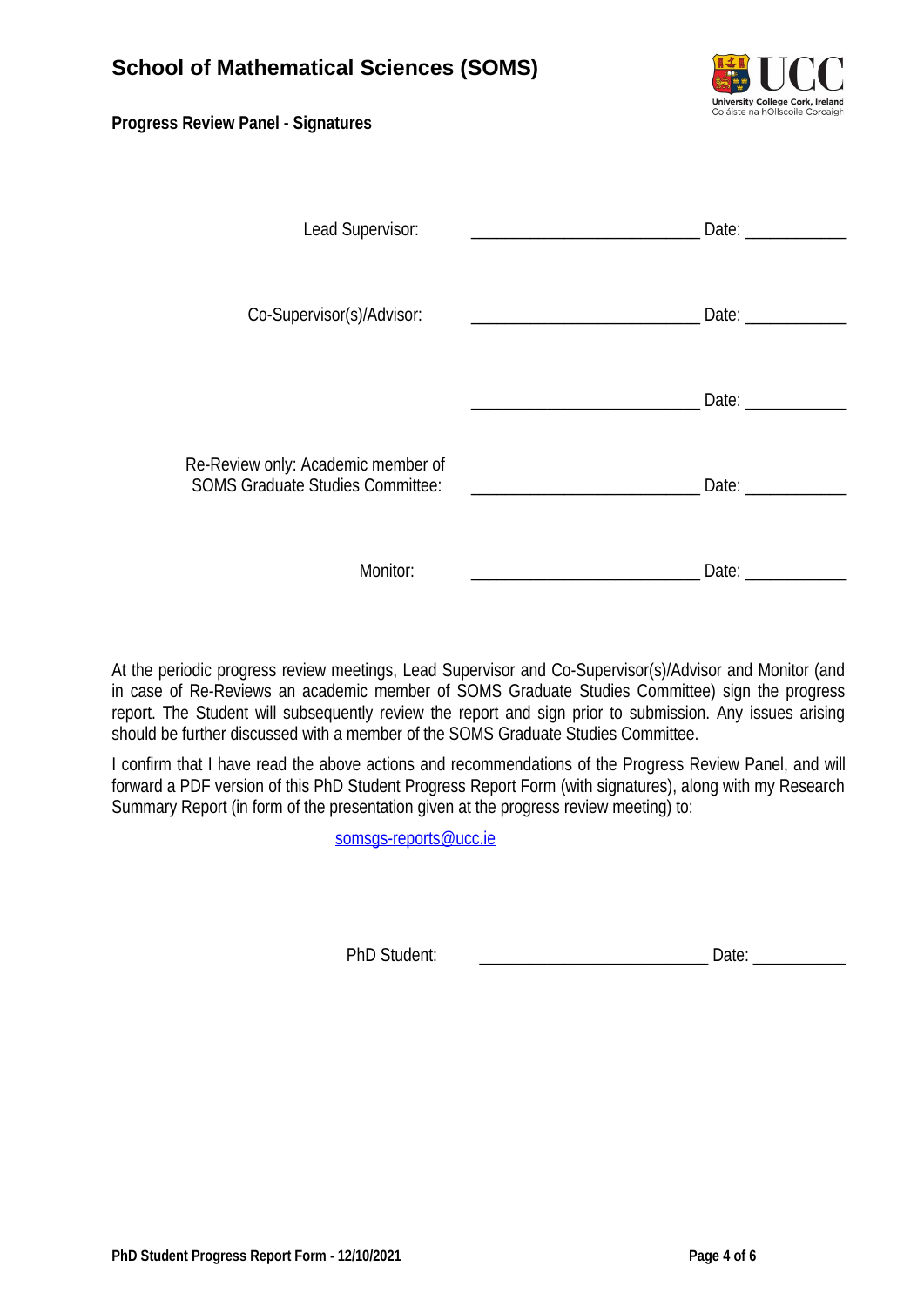## School of Mathematical Sciences (SOMS)

**Progress Review Panel - Signatures**

| | | |
|---|---|---|
| Lead Supervisor: | ___________________________ | Date: ____________ |
| Co-Supervisor(s)/Advisor: | ___________________________ | Date: ____________ |
| | ___________________________ | Date: ____________ |
| Re-Review only: Academic member of SOMS Graduate Studies Committee: | ___________________________ | Date: ____________ |
| Monitor: | ___________________________ | Date: ____________ |

At the periodic progress review meetings, Lead Supervisor and Co-Supervisor(s)/Advisor and Monitor (and in case of Re-Reviews an academic member of SOMS Graduate Studies Committee) sign the progress report. The Student will subsequently review the report and sign prior to submission. Any issues arising should be further discussed with a member of the SOMS Graduate Studies Committee.

I confirm that I have read the above actions and recommendations of the Progress Review Panel, and will forward a PDF version of this PhD Student Progress Report Form (with signatures), along with my Research Summary Report (in form of the presentation given at the progress review meeting) to:

somsgs-reports@ucc.ie

PhD Student: ___________________________ Date: ___________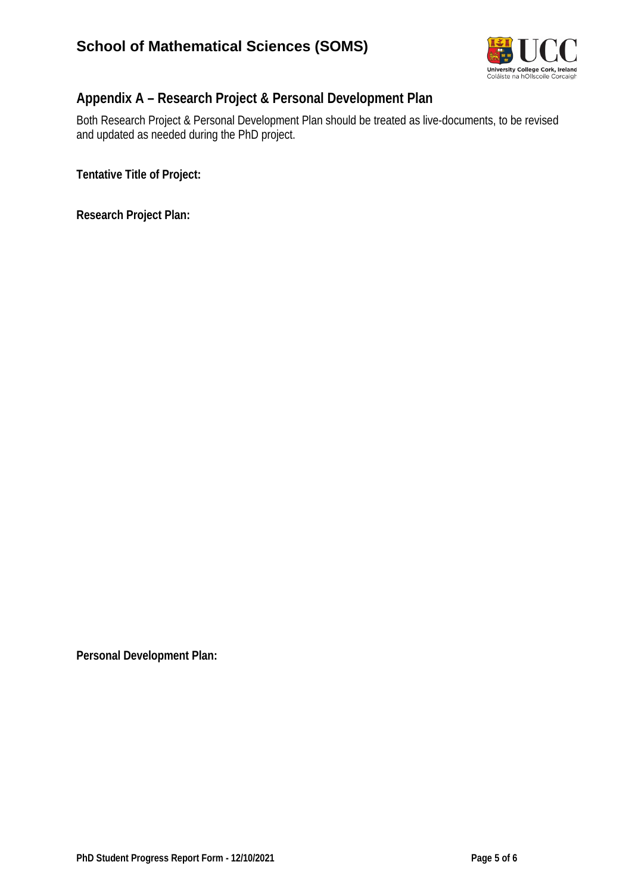## Appendix A – Research Project & Personal Development Plan

Both Research Project & Personal Development Plan should be treated as live-documents, to be revised and updated as needed during the PhD project.

**Tentative Title of Project:**

**Research Project Plan:**

**Personal Development Plan:**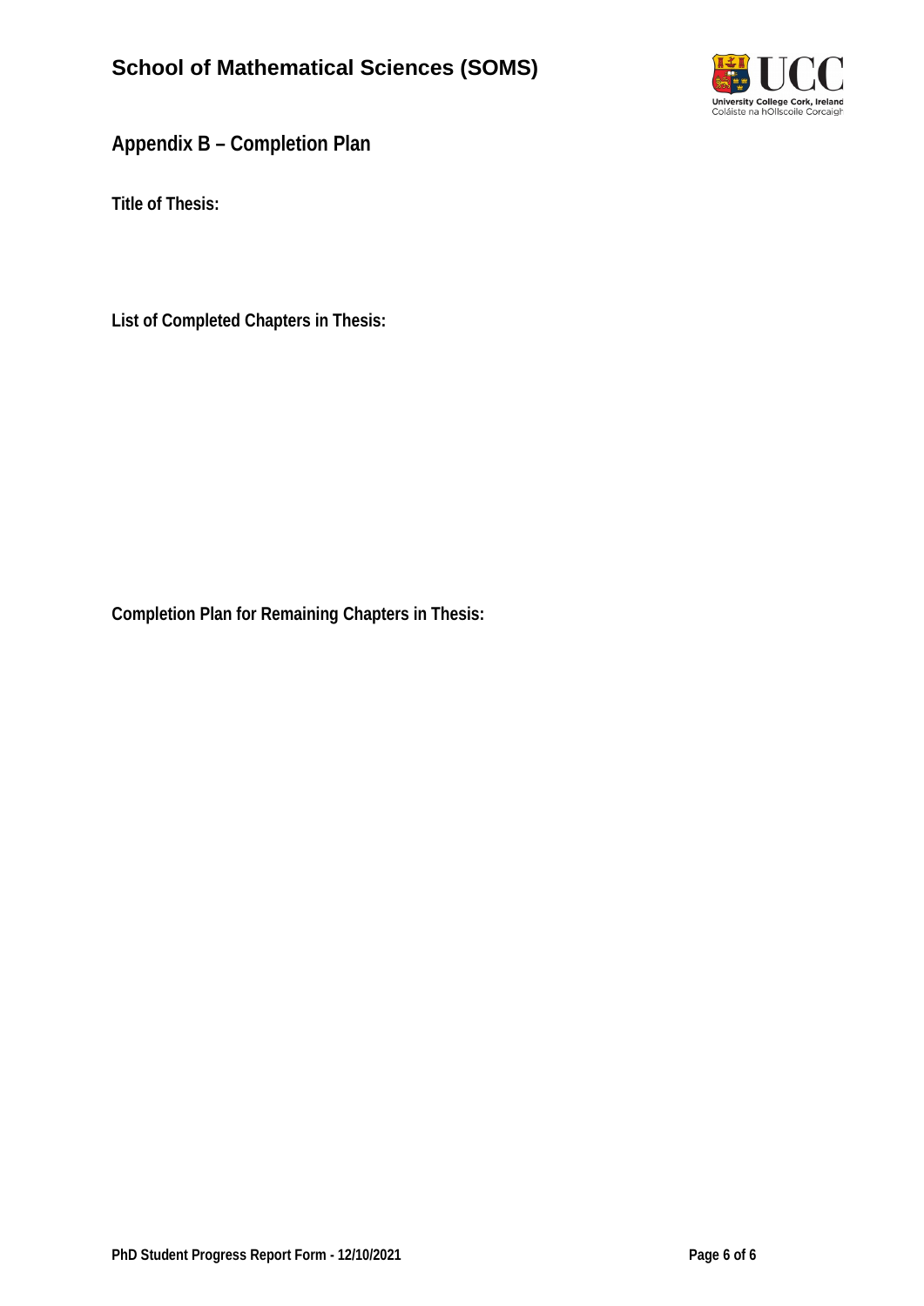# School of Mathematical Sciences (SOMS)

## Appendix B – Completion Plan

**Title of Thesis:**

**List of Completed Chapters in Thesis:**

**Completion Plan for Remaining Chapters in Thesis:**